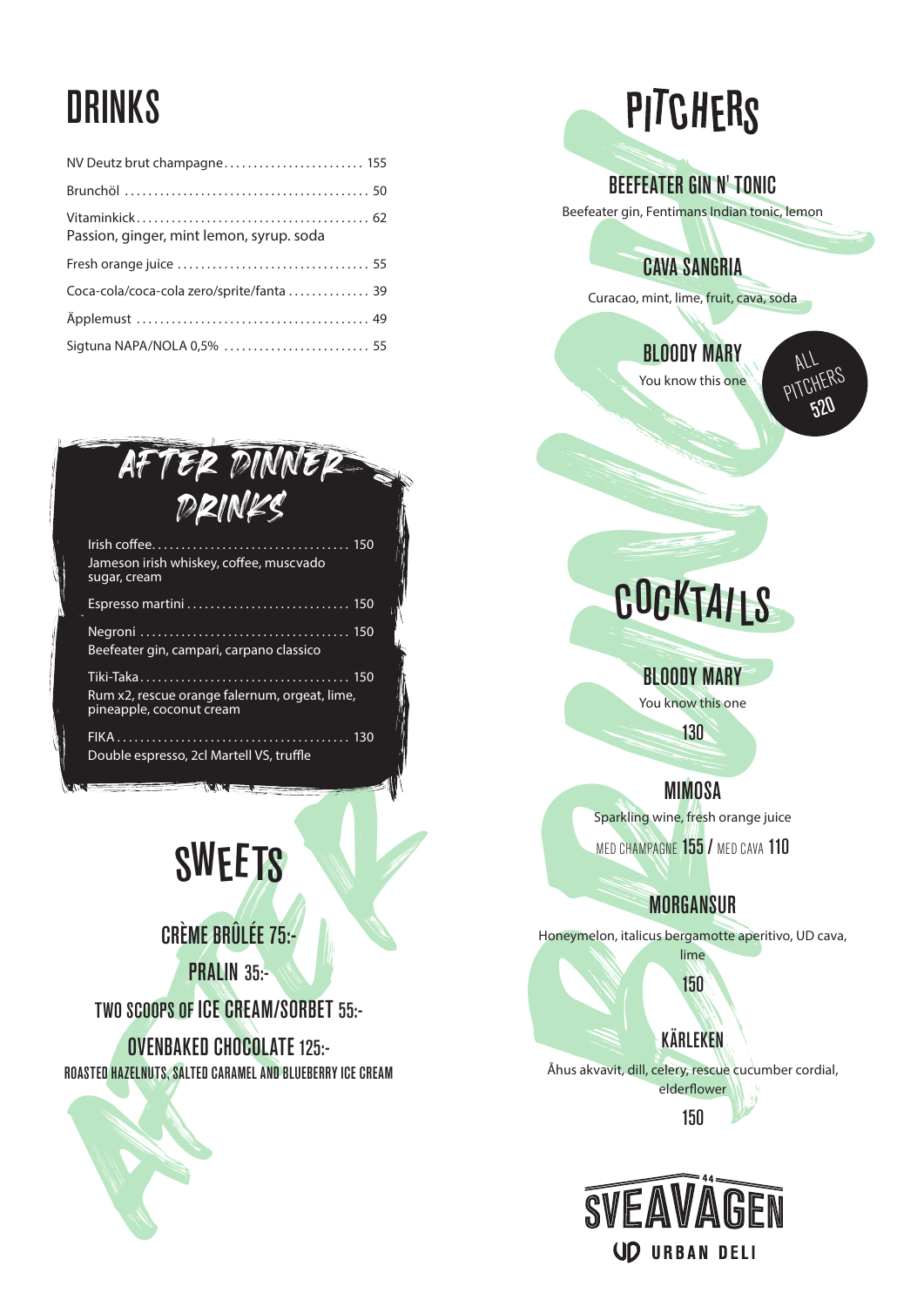# DRINKS

NV Deutz brut champagne ........................ 155

Brunchöl ......................................... 50

Vitaminkick ....................................... 62
Passion, ginger, mint lemon, syrup. soda

Fresh orange juice ................................ 55

Coca-cola/coca-cola zero/sprite/fanta .............. 39

Äpplemust ........................................ 49

Sigtuna NAPA/NOLA 0,5% ......................... 55

# AFTER DINNER DRINKS

Irish coffee ....................................... 150
Jameson irish whiskey, coffee, muscvado sugar, cream

Espresso martini ................................. 150

Negroni .......................................... 150
Beefeater gin, campari, carpano classico

Tiki-Taka ......................................... 150
Rum x2, rescue orange falernum, orgeat, lime, pineapple, coconut cream

FIKA ............................................. 130
Double espresso, 2cl Martell VS, truffle

# SWEETS

CRÈME BRÛLÉE 75:-

PRALIN 35:-

TWO SCOOPS OF ICE CREAM/SORBET 55:-

OVENBAKED CHOCOLATE 125:-
ROASTED HAZELNUTS, SALTED CARAMEL AND BLUEBERRY ICE CREAM

# PITCHERS

### BEEFEATER GIN N' TONIC
Beefeater gin, Fentimans Indian tonic, lemon

### CAVA SANGRIA
Curacao, mint, lime, fruit, cava, soda

### BLOODY MARY
You know this one

ALL PITCHERS 520

# COCKTAILS

### BLOODY MARY
You know this one

130

### MIMOSA
Sparkling wine, fresh orange juice

MED CHAMPAGNE 155 / MED CAVA 110

### MORGANSUR
Honeymelon, italicus bergamotte aperitivo, UD cava, lime

150

### KÄRLEKEN
Åhus akvavit, dill, celery, rescue cucumber cordial, elderflower

150

SVEAVÄGEN 44
UD URBAN DELI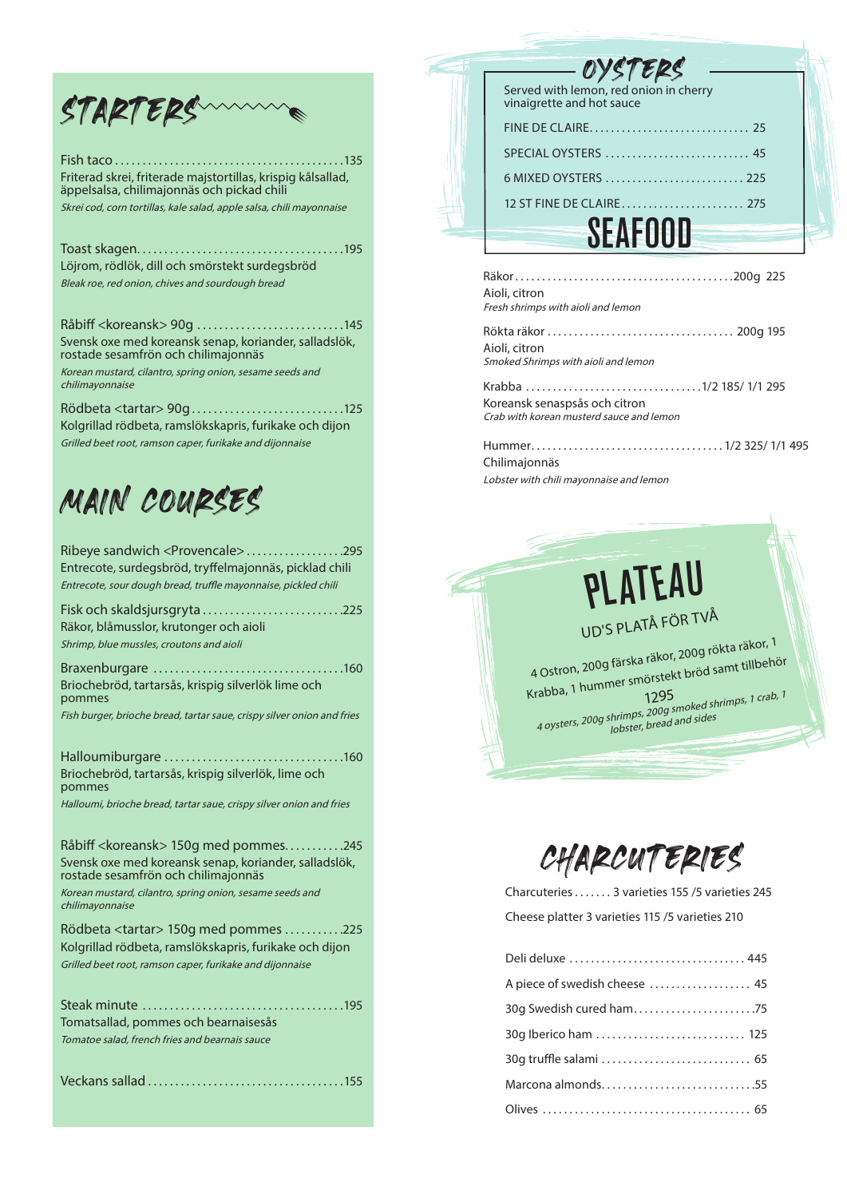# STARTERS

Fish taco ..........................................135
Friterad skrei, friterade majstortillas, krispig kålsallad, äppelsalsa, chilimajonnäs och pickad chili
*Skrei cod, corn tortillas, kale salad, apple salsa, chili mayonnaise*

Toast skagen......................................195
Löjrom, rödlök, dill och smörstekt surdegsbröd
*Bleak roe, red onion, chives and sourdough bread*

Råbiff <koreansk> 90g ............................145
Svensk oxe med koreansk senap, koriander, salladslök, rostade sesamfrön och chilimajonnäs
*Korean mustard, cilantro, spring onion, sesame seeds and chilimayonnaise*

Rödbeta <tartar> 90g.............................125
Kolgrillad rödbeta, ramslökskapris, furikake och dijon
*Grilled beet root, ramson caper, furikake and dijonnaise*

# MAIN COURSES

Ribeye sandwich <Provencale>..................295
Entrecote, surdegsbröd, tryffelmajonnäs, picklad chili
*Entrecote, sour dough bread, truffle mayonnaise, pickled chili*

Fisk och skaldsjursgryta..........................225
Räkor, blåmusslor, krutonger och aioli
*Shrimp, blue mussles, croutons and aioli*

Braxenburgare ....................................160
Briochebröd, tartarsås, krispig silverlök lime och pommes
*Fish burger, brioche bread, tartar saue, crispy silver onion and fries*

Halloumiburgare ..................................160
Briochebröd, tartarsås, krispig silverlök, lime och pommes
*Halloumi, brioche bread, tartar saue, crispy silver onion and fries*

Råbiff <koreansk> 150g med pommes...........245
Svensk oxe med koreansk senap, koriander, salladslök, rostade sesamfrön och chilimajonnäs
*Korean mustard, cilantro, spring onion, sesame seeds and chilimayonnaise*

Rödbeta <tartar> 150g med pommes ...........225
Kolgrillad rödbeta, ramslökskapris, furikake och dijon
*Grilled beet root, ramson caper, furikake and dijonnaise*

Steak minute .....................................195
Tomatsallad, pommes och bearnaisesås
*Tomatoe salad, french fries and bearnais sauce*

Veckans sallad ....................................155

# OYSTERS

Served with lemon, red onion in cherry vinaigrette and hot sauce

FINE DE CLAIRE.............................. 25
SPECIAL OYSTERS ........................... 45
6 MIXED OYSTERS ........................... 225
12 ST FINE DE CLAIRE....................... 275

# SEAFOOD

Räkor.........................................200g 225
Aioli, citron
*Fresh shrimps with aioli and lemon*

Rökta räkor .................................. 200g 195
Aioli, citron
*Smoked Shrimps with aioli and lemon*

Krabba .................................1/2 185/ 1/1 295
Koreansk senapsås och citron
*Crab with korean musterd sauce and lemon*

Hummer...................................1/2 325/ 1/1 495
Chilimajonnäs
*Lobster with chili mayonnaise and lemon*

# PLATEAU

UD'S PLATÅ FÖR TVÅ

4 Ostron, 200g färska räkor, 200g rökta räkor, 1 Krabba, 1 hummer smörstekt bröd samt tillbehör

1295

*4 oysters, 200g shrimps, 200g smoked shrimps, 1 crab, 1 lobster, bread and sides*

# CHARCUTERIES

Charcuteries ....... 3 varieties 155 /5 varieties 245

Cheese platter 3 varieties 115 /5 varieties 210

Deli deluxe ................................ 445
A piece of swedish cheese .................. 45
30g Swedish cured ham.......................75
30g Iberico ham ............................ 125
30g truffle salami ........................... 65
Marcona almonds.............................55
Olives ...................................... 65